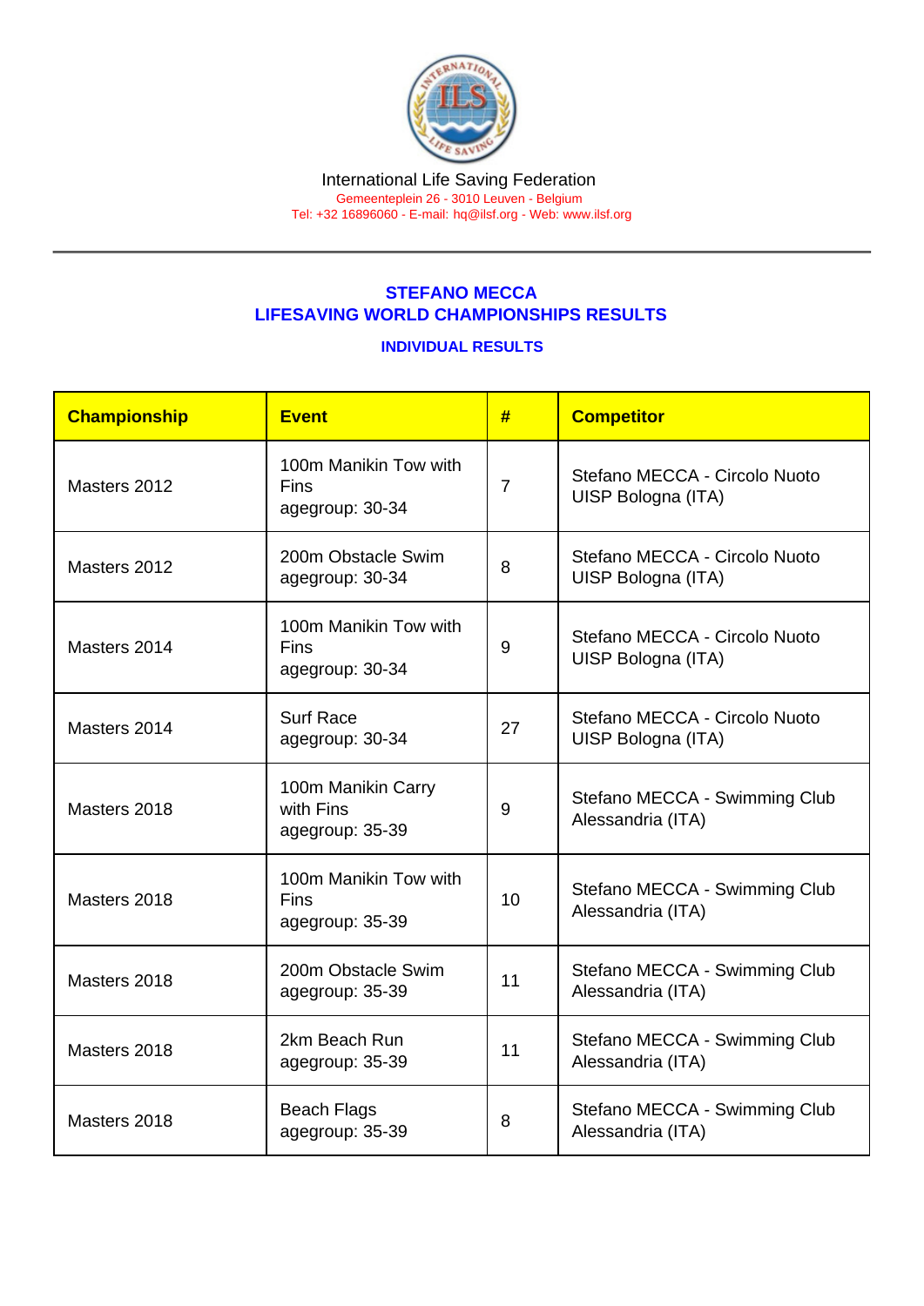International Life Saving Federation

Gemeenteplein 26 - 3010 Leuven - Belgium

Tel: +32 16896060 - E-mail: hq@ilsf.org - Web: www.ilsf.org

## STEFANO MECCA
## LIFESAVING WORLD CHAMPIONSHIPS RESULTS

### INDIVIDUAL RESULTS

| Championship | Event | # | Competitor |
|---|---|---|---|
| Masters 2012 | 100m Manikin Tow with Fins agegroup: 30-34 | 7 | Stefano MECCA - Circolo Nuoto UISP Bologna (ITA) |
| Masters 2012 | 200m Obstacle Swim agegroup: 30-34 | 8 | Stefano MECCA - Circolo Nuoto UISP Bologna (ITA) |
| Masters 2014 | 100m Manikin Tow with Fins agegroup: 30-34 | 9 | Stefano MECCA - Circolo Nuoto UISP Bologna (ITA) |
| Masters 2014 | Surf Race agegroup: 30-34 | 27 | Stefano MECCA - Circolo Nuoto UISP Bologna (ITA) |
| Masters 2018 | 100m Manikin Carry with Fins agegroup: 35-39 | 9 | Stefano MECCA - Swimming Club Alessandria (ITA) |
| Masters 2018 | 100m Manikin Tow with Fins agegroup: 35-39 | 10 | Stefano MECCA - Swimming Club Alessandria (ITA) |
| Masters 2018 | 200m Obstacle Swim agegroup: 35-39 | 11 | Stefano MECCA - Swimming Club Alessandria (ITA) |
| Masters 2018 | 2km Beach Run agegroup: 35-39 | 11 | Stefano MECCA - Swimming Club Alessandria (ITA) |
| Masters 2018 | Beach Flags agegroup: 35-39 | 8 | Stefano MECCA - Swimming Club Alessandria (ITA) |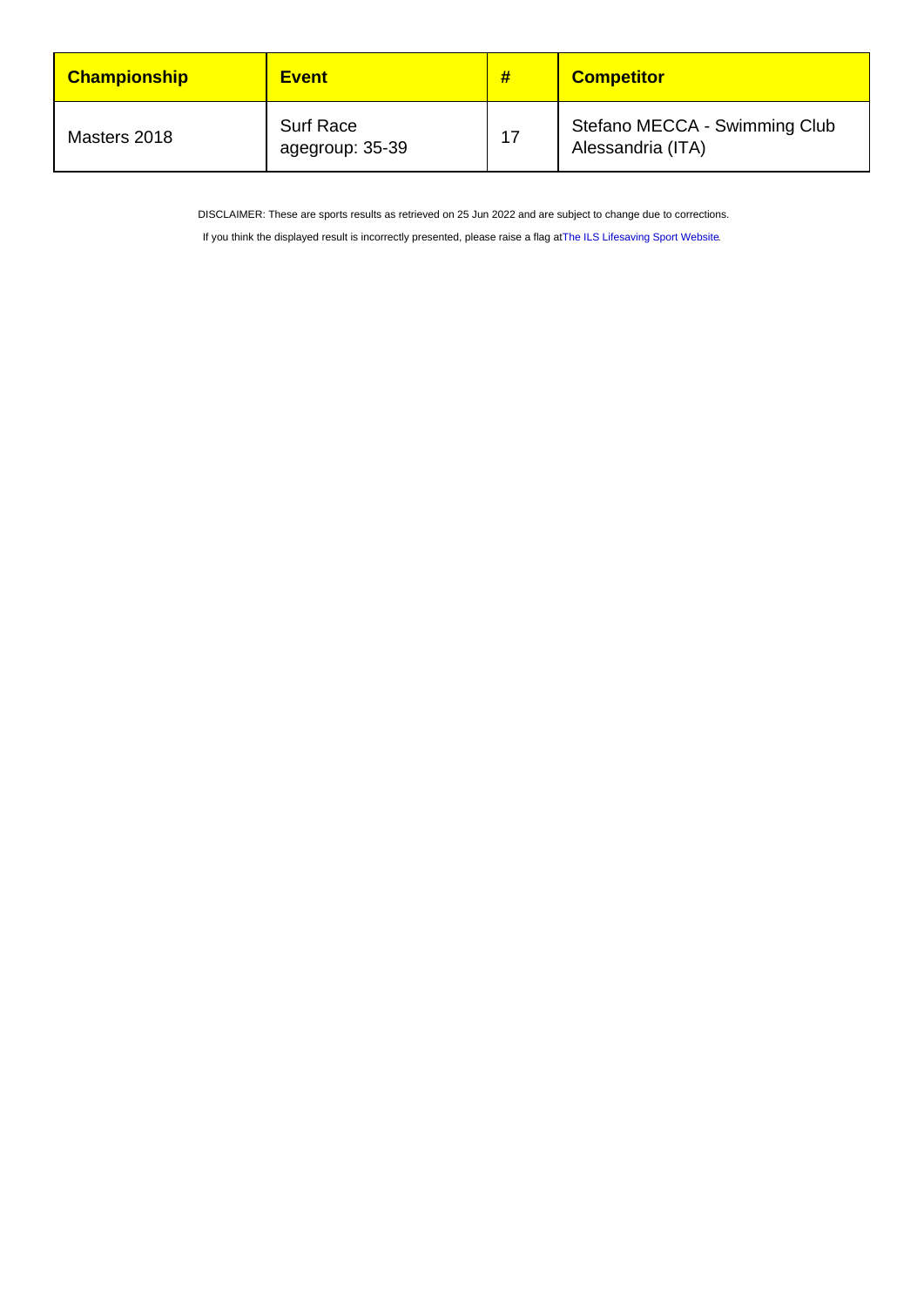| Championship | Event | # | Competitor |
|---|---|---|---|
| Masters 2018 | Surf Race agegroup: 35-39 | 17 | Stefano MECCA - Swimming Club Alessandria (ITA) |

DISCLAIMER: These are sports results as retrieved on 25 Jun 2022 and are subject to change due to corrections.

If you think the displayed result is incorrectly presented, please raise a flag at The ILS Lifesaving Sport Website.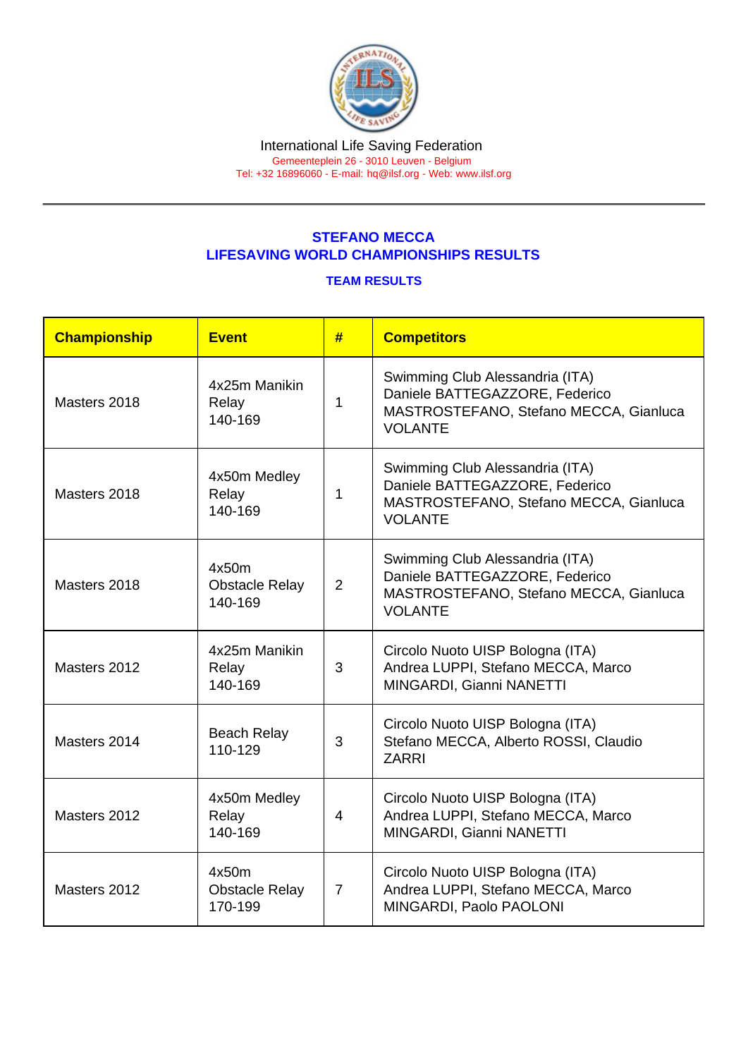International Life Saving Federation

Gemeenteplein 26 - 3010 Leuven - Belgium

Tel: +32 16896060 - E-mail: hq@ilsf.org - Web: www.ilsf.org

## STEFANO MECCA
## LIFESAVING WORLD CHAMPIONSHIPS RESULTS

### TEAM RESULTS

| Championship | Event | # | Competitors |
|---|---|---|---|
| Masters 2018 | 4x25m Manikin Relay 140-169 | 1 | Swimming Club Alessandria (ITA) Daniele BATTEGAZZORE, Federico MASTROSTEFANO, Stefano MECCA, Gianluca VOLANTE |
| Masters 2018 | 4x50m Medley Relay 140-169 | 1 | Swimming Club Alessandria (ITA) Daniele BATTEGAZZORE, Federico MASTROSTEFANO, Stefano MECCA, Gianluca VOLANTE |
| Masters 2018 | 4x50m Obstacle Relay 140-169 | 2 | Swimming Club Alessandria (ITA) Daniele BATTEGAZZORE, Federico MASTROSTEFANO, Stefano MECCA, Gianluca VOLANTE |
| Masters 2012 | 4x25m Manikin Relay 140-169 | 3 | Circolo Nuoto UISP Bologna (ITA) Andrea LUPPI, Stefano MECCA, Marco MINGARDI, Gianni NANETTI |
| Masters 2014 | Beach Relay 110-129 | 3 | Circolo Nuoto UISP Bologna (ITA) Stefano MECCA, Alberto ROSSI, Claudio ZARRI |
| Masters 2012 | 4x50m Medley Relay 140-169 | 4 | Circolo Nuoto UISP Bologna (ITA) Andrea LUPPI, Stefano MECCA, Marco MINGARDI, Gianni NANETTI |
| Masters 2012 | 4x50m Obstacle Relay 170-199 | 7 | Circolo Nuoto UISP Bologna (ITA) Andrea LUPPI, Stefano MECCA, Marco MINGARDI, Paolo PAOLONI |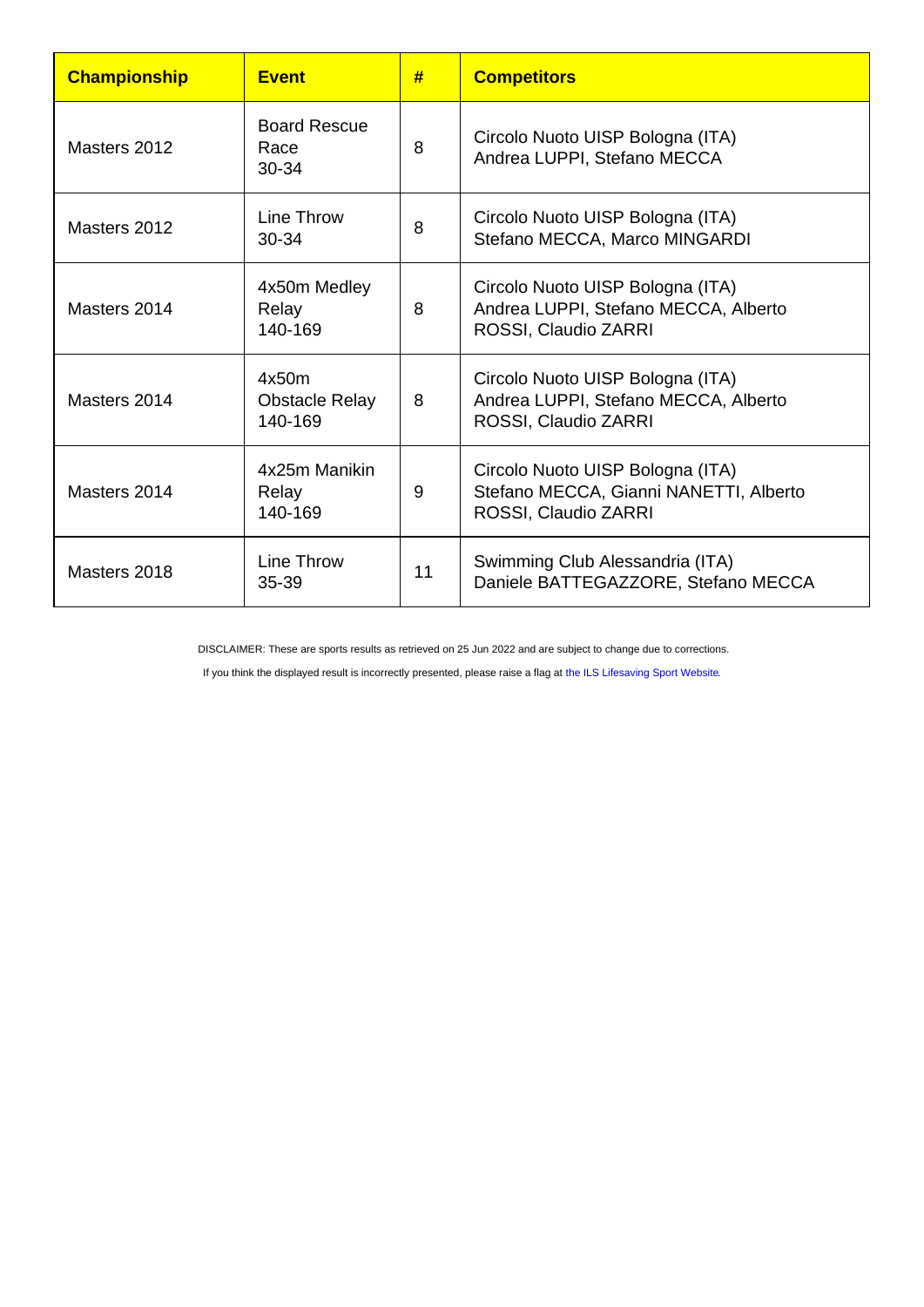| Championship | Event | # | Competitors |
|---|---|---|---|
| Masters 2012 | Board Rescue Race 30-34 | 8 | Circolo Nuoto UISP Bologna (ITA) Andrea LUPPI, Stefano MECCA |
| Masters 2012 | Line Throw 30-34 | 8 | Circolo Nuoto UISP Bologna (ITA) Stefano MECCA, Marco MINGARDI |
| Masters 2014 | 4x50m Medley Relay 140-169 | 8 | Circolo Nuoto UISP Bologna (ITA) Andrea LUPPI, Stefano MECCA, Alberto ROSSI, Claudio ZARRI |
| Masters 2014 | 4x50m Obstacle Relay 140-169 | 8 | Circolo Nuoto UISP Bologna (ITA) Andrea LUPPI, Stefano MECCA, Alberto ROSSI, Claudio ZARRI |
| Masters 2014 | 4x25m Manikin Relay 140-169 | 9 | Circolo Nuoto UISP Bologna (ITA) Stefano MECCA, Gianni NANETTI, Alberto ROSSI, Claudio ZARRI |
| Masters 2018 | Line Throw 35-39 | 11 | Swimming Club Alessandria (ITA) Daniele BATTEGAZZORE, Stefano MECCA |

DISCLAIMER: These are sports results as retrieved on 25 Jun 2022 and are subject to change due to corrections.

If you think the displayed result is incorrectly presented, please raise a flag at the ILS Lifesaving Sport Website.